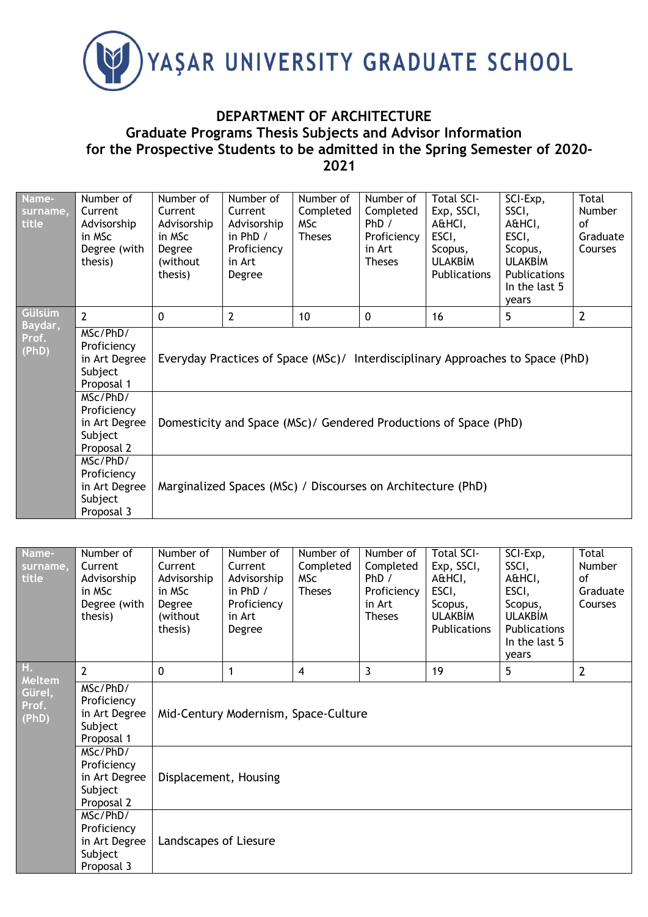YAŞAR UNIVERSITY GRADUATE SCHOOL

# DEPARTMENT OF ARCHITECTURE
## Graduate Programs Thesis Subjects and Advisor Information for the Prospective Students to be admitted in the Spring Semester of 2020-2021

| Name-surname, title | Number of Current Advisorship in MSc Degree (with thesis) | Number of Current Advisorship in MSc Degree (without thesis) | Number of Current Advisorship in PhD / Proficiency in Art Degree | Number of Completed MSc Theses | Number of Completed PhD / Proficiency in Art Theses | Total SCI-Exp, SSCI, A&HCI, ESCI, Scopus, ULAKBİM Publications | SCI-Exp, SSCI, A&HCI, ESCI, Scopus, ULAKBİM Publications In the last 5 years | Total Number of Graduate Courses |
|---|---|---|---|---|---|---|---|---|
| Gülsüm Baydar, Prof. (PhD) | 2 | 0 | 2 | 10 | 0 | 16 | 5 | 2 |
| | MSc/PhD/ Proficiency in Art Degree Subject Proposal 1 | Everyday Practices of Space (MSc)/ Interdisciplinary Approaches to Space (PhD) | | | | | | |
| | MSc/PhD/ Proficiency in Art Degree Subject Proposal 2 | Domesticity and Space (MSc)/ Gendered Productions of Space (PhD) | | | | | | |
| | MSc/PhD/ Proficiency in Art Degree Subject Proposal 3 | Marginalized Spaces (MSc) / Discourses on Architecture (PhD) | | | | | | |

| Name-surname, title | Number of Current Advisorship in MSc Degree (with thesis) | Number of Current Advisorship in MSc Degree (without thesis) | Number of Current Advisorship in PhD / Proficiency in Art Degree | Number of Completed MSc Theses | Number of Completed PhD / Proficiency in Art Theses | Total SCI-Exp, SSCI, A&HCI, ESCI, Scopus, ULAKBİM Publications | SCI-Exp, SSCI, A&HCI, ESCI, Scopus, ULAKBİM Publications In the last 5 years | Total Number of Graduate Courses |
|---|---|---|---|---|---|---|---|---|
| H. Meltem Gürel, Prof. (PhD) | 2 | 0 | 1 | 4 | 3 | 19 | 5 | 2 |
| | MSc/PhD/ Proficiency in Art Degree Subject Proposal 1 | Mid-Century Modernism, Space-Culture | | | | | | |
| | MSc/PhD/ Proficiency in Art Degree Subject Proposal 2 | Displacement, Housing | | | | | | |
| | MSc/PhD/ Proficiency in Art Degree Subject Proposal 3 | Landscapes of Liesure | | | | | | |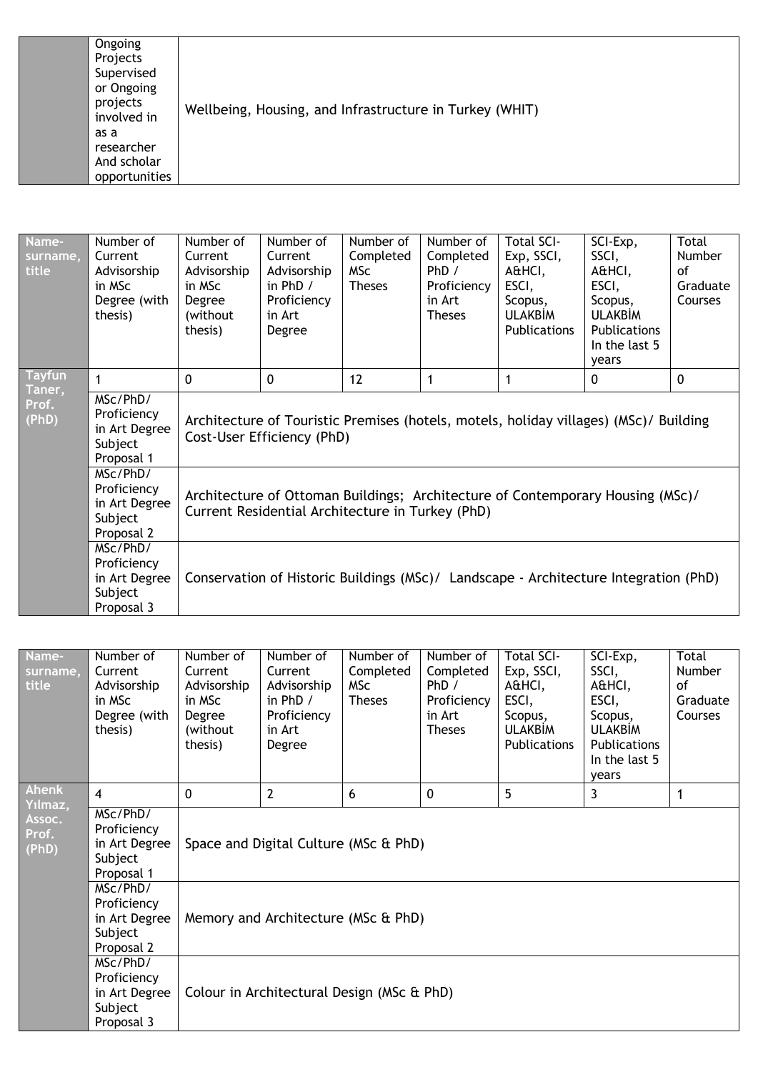| | | |
|---|---|---|
| | Ongoing Projects Supervised or Ongoing projects involved in as a researcher And scholar opportunities | Wellbeing, Housing, and Infrastructure in Turkey (WHIT) |

| Name-surname, title | Number of Current Advisorship in MSc Degree (with thesis) | Number of Current Advisorship in MSc Degree (without thesis) | Number of Current Advisorship in PhD / Proficiency in Art Degree | Number of Completed MSc Theses | Number of Completed PhD / Proficiency in Art Theses | Total SCI-Exp, SSCI, A&HCI, ESCI, Scopus, ULAKBİM Publications | SCI-Exp, SSCI, A&HCI, ESCI, Scopus, ULAKBİM Publications In the last 5 years | Total Number of Graduate Courses |
|---|---|---|---|---|---|---|---|---|
| Tayfun Taner, Prof. (PhD) | 1 | 0 | 0 | 12 | 1 | 1 | 0 | 0 |
| | MSc/PhD/ Proficiency in Art Degree Subject Proposal 1 | Architecture of Touristic Premises (hotels, motels, holiday villages) (MSc)/ Building Cost-User Efficiency (PhD) | | | | | | |
| | MSc/PhD/ Proficiency in Art Degree Subject Proposal 2 | Architecture of Ottoman Buildings; Architecture of Contemporary Housing (MSc)/ Current Residential Architecture in Turkey (PhD) | | | | | | |
| | MSc/PhD/ Proficiency in Art Degree Subject Proposal 3 | Conservation of Historic Buildings (MSc)/ Landscape - Architecture Integration (PhD) | | | | | | |

| Name-surname, title | Number of Current Advisorship in MSc Degree (with thesis) | Number of Current Advisorship in MSc Degree (without thesis) | Number of Current Advisorship in PhD / Proficiency in Art Degree | Number of Completed MSc Theses | Number of Completed PhD / Proficiency in Art Theses | Total SCI-Exp, SSCI, A&HCI, ESCI, Scopus, ULAKBİM Publications | SCI-Exp, SSCI, A&HCI, ESCI, Scopus, ULAKBİM Publications In the last 5 years | Total Number of Graduate Courses |
|---|---|---|---|---|---|---|---|---|
| Ahenk Yılmaz, Assoc. Prof. (PhD) | 4 | 0 | 2 | 6 | 0 | 5 | 3 | 1 |
| | MSc/PhD/ Proficiency in Art Degree Subject Proposal 1 | Space and Digital Culture (MSc & PhD) | | | | | | |
| | MSc/PhD/ Proficiency in Art Degree Subject Proposal 2 | Memory and Architecture (MSc & PhD) | | | | | | |
| | MSc/PhD/ Proficiency in Art Degree Subject Proposal 3 | Colour in Architectural Design (MSc & PhD) | | | | | | |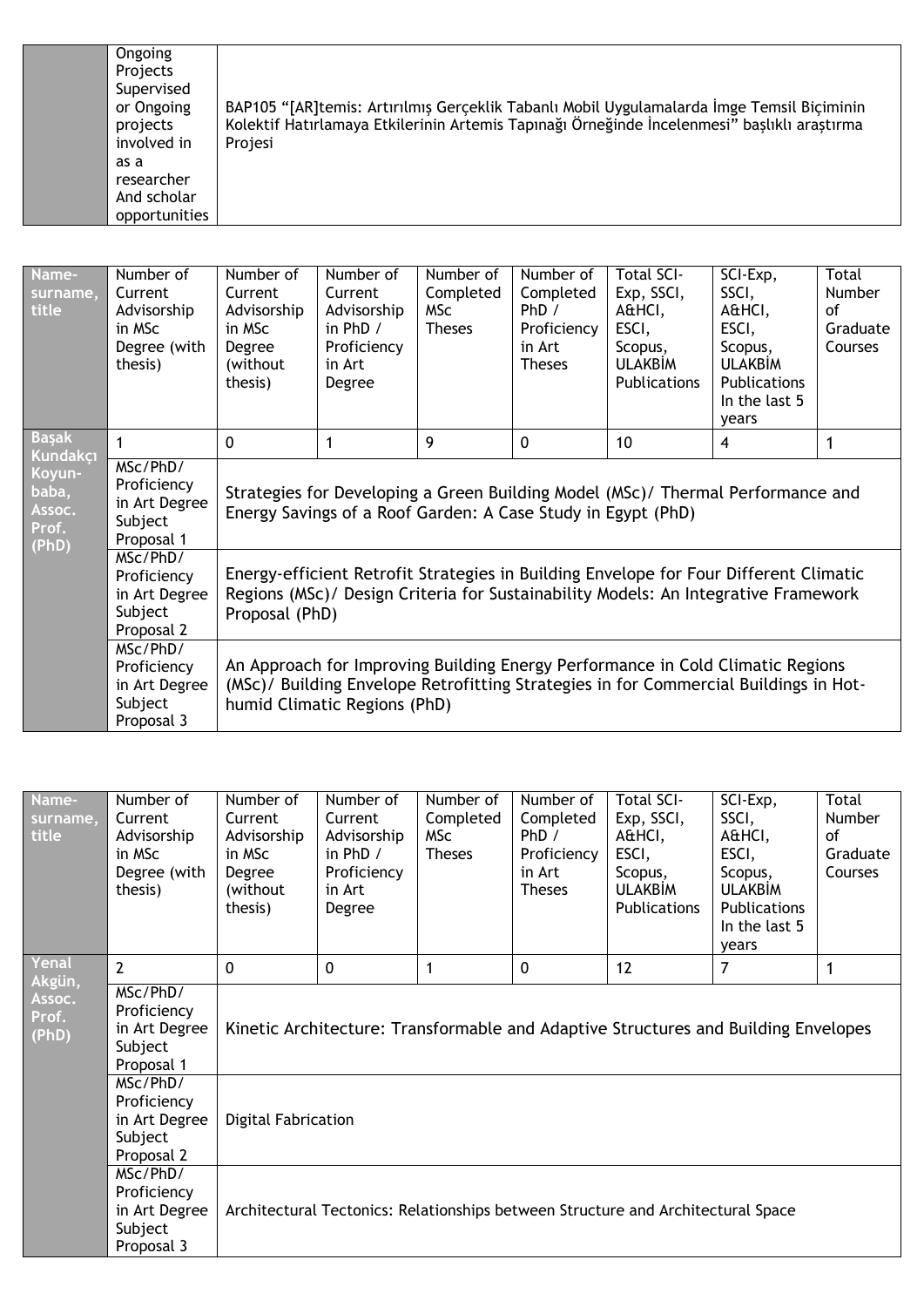|  | Ongoing Projects Supervised or Ongoing projects involved in as a researcher And scholar opportunities | BAP105 "[AR]temis: Artırılmış Gerçeklik Tabanlı Mobil Uygulamalarda İmge Temsil Biçiminin Kolektif Hatırlamaya Etkilerinin Artemis Tapınağı Örneğinde İncelenmesi" başlıklı araştırma Projesi |
|---|---|---|

| Name-surname, title | Number of Current Advisorship in MSc Degree (with thesis) | Number of Current Advisorship in MSc Degree (without thesis) | Number of Current Advisorship in PhD / Proficiency in Art Degree | Number of Completed MSc Theses | Number of Completed PhD / Proficiency in Art Theses | Total SCI-Exp, SSCI, A&HCI, ESCI, Scopus, ULAKBİM Publications | SCI-Exp, SSCI, A&HCI, ESCI, Scopus, ULAKBİM Publications In the last 5 years | Total Number of Graduate Courses |
|---|---|---|---|---|---|---|---|---|
| Başak Kundakçı Koyun-baba, Assoc. Prof. (PhD) | 1 | 0 | 1 | 9 | 0 | 10 | 4 | 1 |
|  | MSc/PhD/ Proficiency in Art Degree Subject Proposal 1 | Strategies for Developing a Green Building Model (MSc)/ Thermal Performance and Energy Savings of a Roof Garden: A Case Study in Egypt (PhD) | | | | | | |
|  | MSc/PhD/ Proficiency in Art Degree Subject Proposal 2 | Energy-efficient Retrofit Strategies in Building Envelope for Four Different Climatic Regions (MSc)/ Design Criteria for Sustainability Models: An Integrative Framework Proposal (PhD) | | | | | | |
|  | MSc/PhD/ Proficiency in Art Degree Subject Proposal 3 | An Approach for Improving Building Energy Performance in Cold Climatic Regions (MSc)/ Building Envelope Retrofitting Strategies in for Commercial Buildings in Hot-humid Climatic Regions (PhD) | | | | | | |

| Name-surname, title | Number of Current Advisorship in MSc Degree (with thesis) | Number of Current Advisorship in MSc Degree (without thesis) | Number of Current Advisorship in PhD / Proficiency in Art Degree | Number of Completed MSc Theses | Number of Completed PhD / Proficiency in Art Theses | Total SCI-Exp, SSCI, A&HCI, ESCI, Scopus, ULAKBİM Publications | SCI-Exp, SSCI, A&HCI, ESCI, Scopus, ULAKBİM Publications In the last 5 years | Total Number of Graduate Courses |
|---|---|---|---|---|---|---|---|---|
| Yenal Akgün, Assoc. Prof. (PhD) | 2 | 0 | 0 | 1 | 0 | 12 | 7 | 1 |
|  | MSc/PhD/ Proficiency in Art Degree Subject Proposal 1 | Kinetic Architecture: Transformable and Adaptive Structures and Building Envelopes | | | | | | |
|  | MSc/PhD/ Proficiency in Art Degree Subject Proposal 2 | Digital Fabrication | | | | | | |
|  | MSc/PhD/ Proficiency in Art Degree Subject Proposal 3 | Architectural Tectonics: Relationships between Structure and Architectural Space | | | | | | |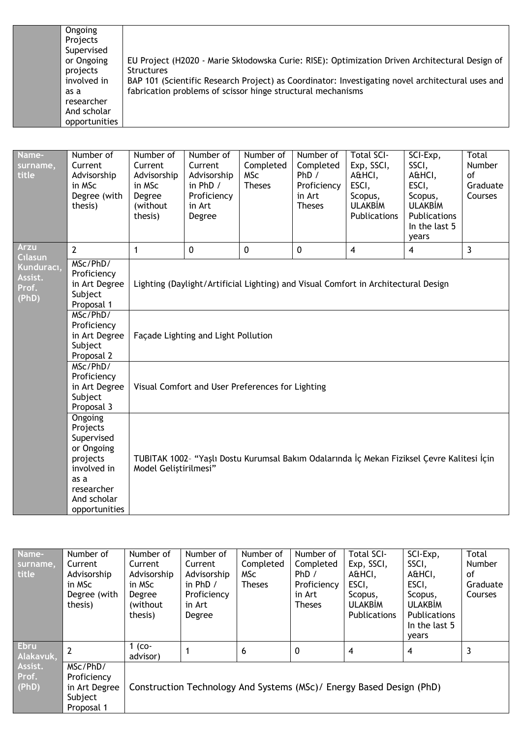| | | |
|---|---|---|
| | Ongoing Projects Supervised or Ongoing projects involved in as a researcher And scholar opportunities | EU Project (H2020 - Marie Skłodowska Curie: RISE): Optimization Driven Architectural Design of Structures<br>BAP 101 (Scientific Research Project) as Coordinator: Investigating novel architectural uses and fabrication problems of scissor hinge structural mechanisms |

| Name-surname, title | Number of Current Advisorship in MSc Degree (with thesis) | Number of Current Advisorship in MSc Degree (without thesis) | Number of Current Advisorship in PhD / Proficiency in Art Degree | Number of Completed MSc Theses | Number of Completed PhD / Proficiency in Art Theses | Total SCI-Exp, SSCI, A&HCI, ESCI, Scopus, ULAKBİM Publications | SCI-Exp, SSCI, A&HCI, ESCI, Scopus, ULAKBİM Publications In the last 5 years | Total Number of Graduate Courses |
|---|---|---|---|---|---|---|---|---|
| Arzu Cılasun Kunduracı, Assist. Prof. (PhD) | 2 | 1 | 0 | 0 | 0 | 4 | 4 | 3 |
| | MSc/PhD/ Proficiency in Art Degree Subject Proposal 1 | Lighting (Daylight/Artificial Lighting) and Visual Comfort in Architectural Design | | | | | | |
| | MSc/PhD/ Proficiency in Art Degree Subject Proposal 2 | Façade Lighting and Light Pollution | | | | | | |
| | MSc/PhD/ Proficiency in Art Degree Subject Proposal 3 | Visual Comfort and User Preferences for Lighting | | | | | | |
| | Ongoing Projects Supervised or Ongoing projects involved in as a researcher And scholar opportunities | TUBITAK 1002– "Yaşlı Dostu Kurumsal Bakım Odalarında İç Mekan Fiziksel Çevre Kalitesi İçin Model Geliştirilmesi" | | | | | | |

| Name-surname, title | Number of Current Advisorship in MSc Degree (with thesis) | Number of Current Advisorship in MSc Degree (without thesis) | Number of Current Advisorship in PhD / Proficiency in Art Degree | Number of Completed MSc Theses | Number of Completed PhD / Proficiency in Art Theses | Total SCI-Exp, SSCI, A&HCI, ESCI, Scopus, ULAKBİM Publications | SCI-Exp, SSCI, A&HCI, ESCI, Scopus, ULAKBİM Publications In the last 5 years | Total Number of Graduate Courses |
|---|---|---|---|---|---|---|---|---|
| Ebru Alakavuk, Assist. Prof. (PhD) | 2 | 1 (co-advisor) | 1 | 6 | 0 | 4 | 4 | 3 |
| | MSc/PhD/ Proficiency in Art Degree Subject Proposal 1 | Construction Technology And Systems (MSc)/ Energy Based Design (PhD) | | | | | | |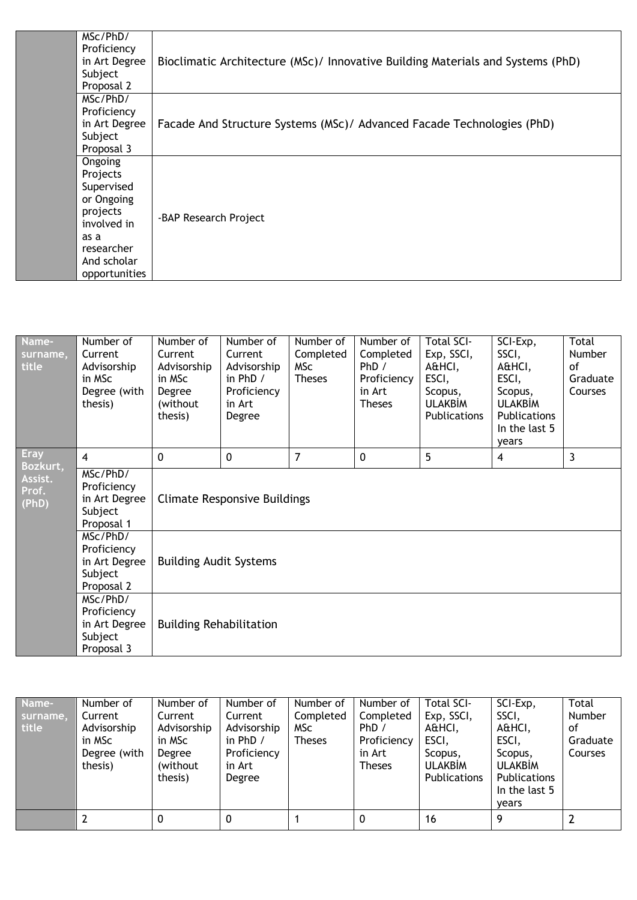| | | |
|---|---|---|
| | MSc/PhD/ Proficiency in Art Degree Subject Proposal 2 | Bioclimatic Architecture (MSc)/ Innovative Building Materials and Systems (PhD) |
| | MSc/PhD/ Proficiency in Art Degree Subject Proposal 3 | Facade And Structure Systems (MSc)/ Advanced Facade Technologies (PhD) |
| | Ongoing Projects Supervised or Ongoing projects involved in as a researcher And scholar opportunities | -BAP Research Project |

| Name-surname, title | Number of Current Advisorship in MSc Degree (with thesis) | Number of Current Advisorship in MSc Degree (without thesis) | Number of Current Advisorship in PhD / Proficiency in Art Degree | Number of Completed MSc Theses | Number of Completed PhD / Proficiency in Art Theses | Total SCI-Exp, SSCI, A&HCI, ESCI, Scopus, ULAKBİM Publications | SCI-Exp, SSCI, A&HCI, ESCI, Scopus, ULAKBİM Publications In the last 5 years | Total Number of Graduate Courses |
|---|---|---|---|---|---|---|---|---|
| Eray Bozkurt, Assist. Prof. (PhD) | 4 | 0 | 0 | 7 | 0 | 5 | 4 | 3 |
| | MSc/PhD/ Proficiency in Art Degree Subject Proposal 1 | Climate Responsive Buildings | | | | | | |
| | MSc/PhD/ Proficiency in Art Degree Subject Proposal 2 | Building Audit Systems | | | | | | |
| | MSc/PhD/ Proficiency in Art Degree Subject Proposal 3 | Building Rehabilitation | | | | | | |

| Name-surname, title | Number of Current Advisorship in MSc Degree (with thesis) | Number of Current Advisorship in MSc Degree (without thesis) | Number of Current Advisorship in PhD / Proficiency in Art Degree | Number of Completed MSc Theses | Number of Completed PhD / Proficiency in Art Theses | Total SCI-Exp, SSCI, A&HCI, ESCI, Scopus, ULAKBİM Publications | SCI-Exp, SSCI, A&HCI, ESCI, Scopus, ULAKBİM Publications In the last 5 years | Total Number of Graduate Courses |
|---|---|---|---|---|---|---|---|---|
| | 2 | 0 | 0 | 1 | 0 | 16 | 9 | 2 |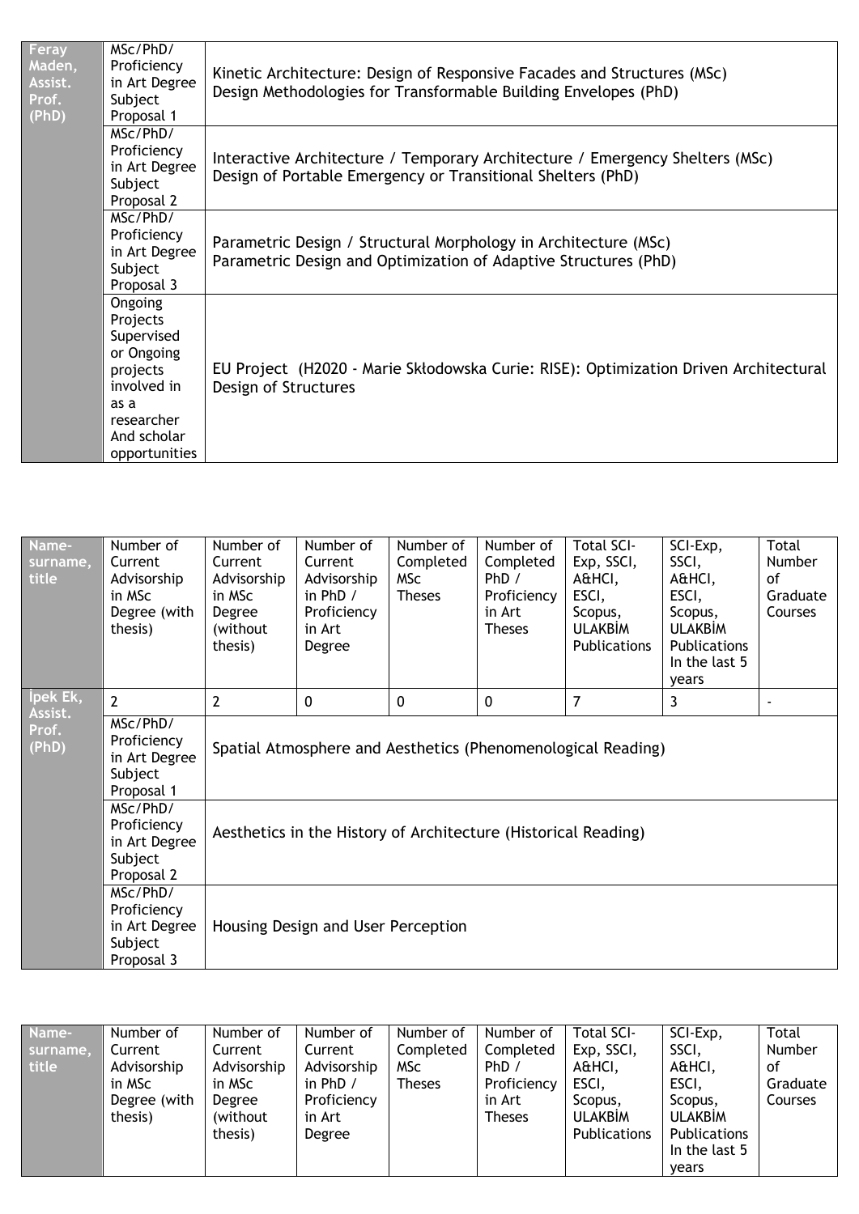| Feray Maden, Assist. Prof. (PhD) | MSc/PhD/ Proficiency in Art Degree Subject Proposal 1 | Kinetic Architecture: Design of Responsive Facades and Structures (MSc)<br>Design Methodologies for Transformable Building Envelopes (PhD) |
|---|---|---|
| | MSc/PhD/ Proficiency in Art Degree Subject Proposal 2 | Interactive Architecture / Temporary Architecture / Emergency Shelters (MSc)<br>Design of Portable Emergency or Transitional Shelters (PhD) |
| | MSc/PhD/ Proficiency in Art Degree Subject Proposal 3 | Parametric Design / Structural Morphology in Architecture (MSc)<br>Parametric Design and Optimization of Adaptive Structures (PhD) |
| | Ongoing Projects Supervised or Ongoing projects involved in as a researcher And scholar opportunities | EU Project (H2020 - Marie Skłodowska Curie: RISE): Optimization Driven Architectural Design of Structures |

| Name-surname, title | Number of Current Advisorship in MSc Degree (with thesis) | Number of Current Advisorship in MSc Degree (without thesis) | Number of Current Advisorship in PhD / Proficiency in Art Degree | Number of Completed MSc Theses | Number of Completed PhD / Proficiency in Art Theses | Total SCI-Exp, SSCI, A&HCI, ESCI, Scopus, ULAKBİM Publications | SCI-Exp, SSCI, A&HCI, ESCI, Scopus, ULAKBİM Publications In the last 5 years | Total Number of Graduate Courses |
|---|---|---|---|---|---|---|---|---|
| İpek Ek, Assist. Prof. (PhD) | 2 | 2 | 0 | 0 | 0 | 7 | 3 | - |
| | MSc/PhD/ Proficiency in Art Degree Subject Proposal 1 | Spatial Atmosphere and Aesthetics (Phenomenological Reading) | | | | | | |
| | MSc/PhD/ Proficiency in Art Degree Subject Proposal 2 | Aesthetics in the History of Architecture (Historical Reading) | | | | | | |
| | MSc/PhD/ Proficiency in Art Degree Subject Proposal 3 | Housing Design and User Perception | | | | | | |

| Name-surname, title | Number of Current Advisorship in MSc Degree (with thesis) | Number of Current Advisorship in MSc Degree (without thesis) | Number of Current Advisorship in PhD / Proficiency in Art Degree | Number of Completed MSc Theses | Number of Completed PhD / Proficiency in Art Theses | Total SCI-Exp, SSCI, A&HCI, ESCI, Scopus, ULAKBİM Publications | SCI-Exp, SSCI, A&HCI, ESCI, Scopus, ULAKBİM Publications In the last 5 years | Total Number of Graduate Courses |
|---|---|---|---|---|---|---|---|---|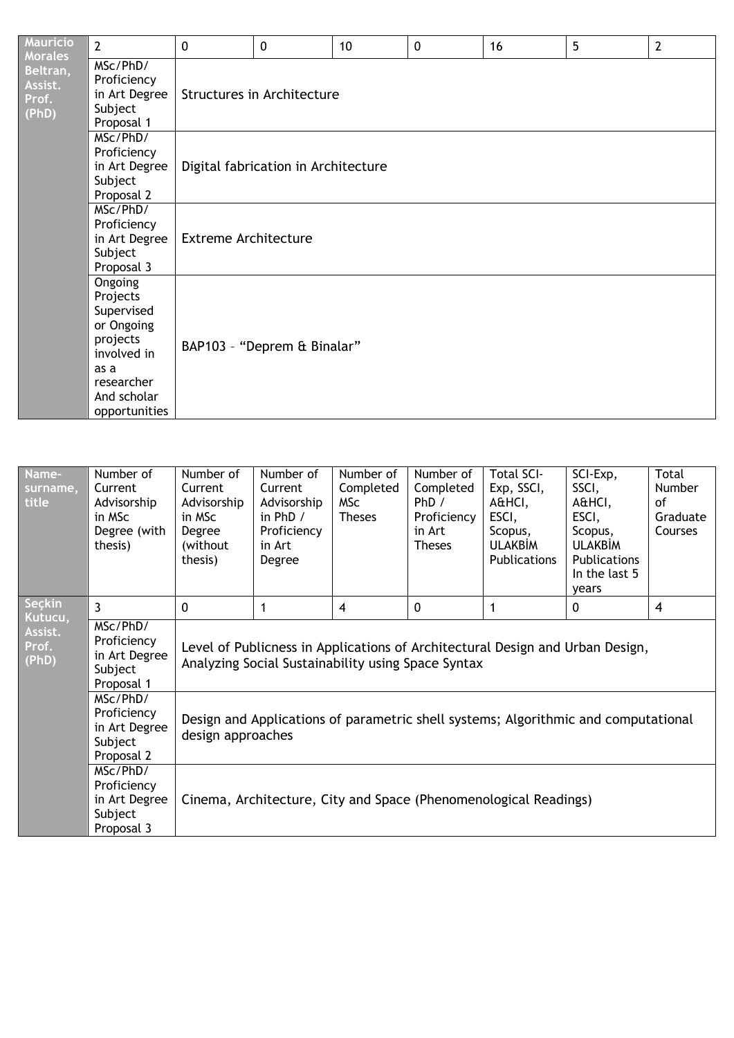| | | | | | | | | |
|---|---|---|---|---|---|---|---|---|
| Mauricio Morales Beltran, Assist. Prof. (PhD) | 2 | 0 | 0 | 10 | 0 | 16 | 5 | 2 |
| | MSc/PhD/ Proficiency in Art Degree Subject Proposal 1 | Structures in Architecture | | | | | | |
| | MSc/PhD/ Proficiency in Art Degree Subject Proposal 2 | Digital fabrication in Architecture | | | | | | |
| | MSc/PhD/ Proficiency in Art Degree Subject Proposal 3 | Extreme Architecture | | | | | | |
| | Ongoing Projects Supervised or Ongoing projects involved in as a researcher And scholar opportunities | BAP103 – “Deprem & Binalar” | | | | | | |

| Name-surname, title | Number of Current Advisorship in MSc Degree (with thesis) | Number of Current Advisorship in MSc Degree (without thesis) | Number of Current Advisorship in PhD / Proficiency in Art Degree | Number of Completed MSc Theses | Number of Completed PhD / Proficiency in Art Theses | Total SCI-Exp, SSCI, A&HCI, ESCI, Scopus, ULAKBİM Publications | SCI-Exp, SSCI, A&HCI, ESCI, Scopus, ULAKBİM Publications In the last 5 years | Total Number of Graduate Courses |
|---|---|---|---|---|---|---|---|---|
| Seçkin Kutucu, Assist. Prof. (PhD) | 3 | 0 | 1 | 4 | 0 | 1 | 0 | 4 |
| | MSc/PhD/ Proficiency in Art Degree Subject Proposal 1 | Level of Publicness in Applications of Architectural Design and Urban Design, Analyzing Social Sustainability using Space Syntax | | | | | | |
| | MSc/PhD/ Proficiency in Art Degree Subject Proposal 2 | Design and Applications of parametric shell systems; Algorithmic and computational design approaches | | | | | | |
| | MSc/PhD/ Proficiency in Art Degree Subject Proposal 3 | Cinema, Architecture, City and Space (Phenomenological Readings) | | | | | | |